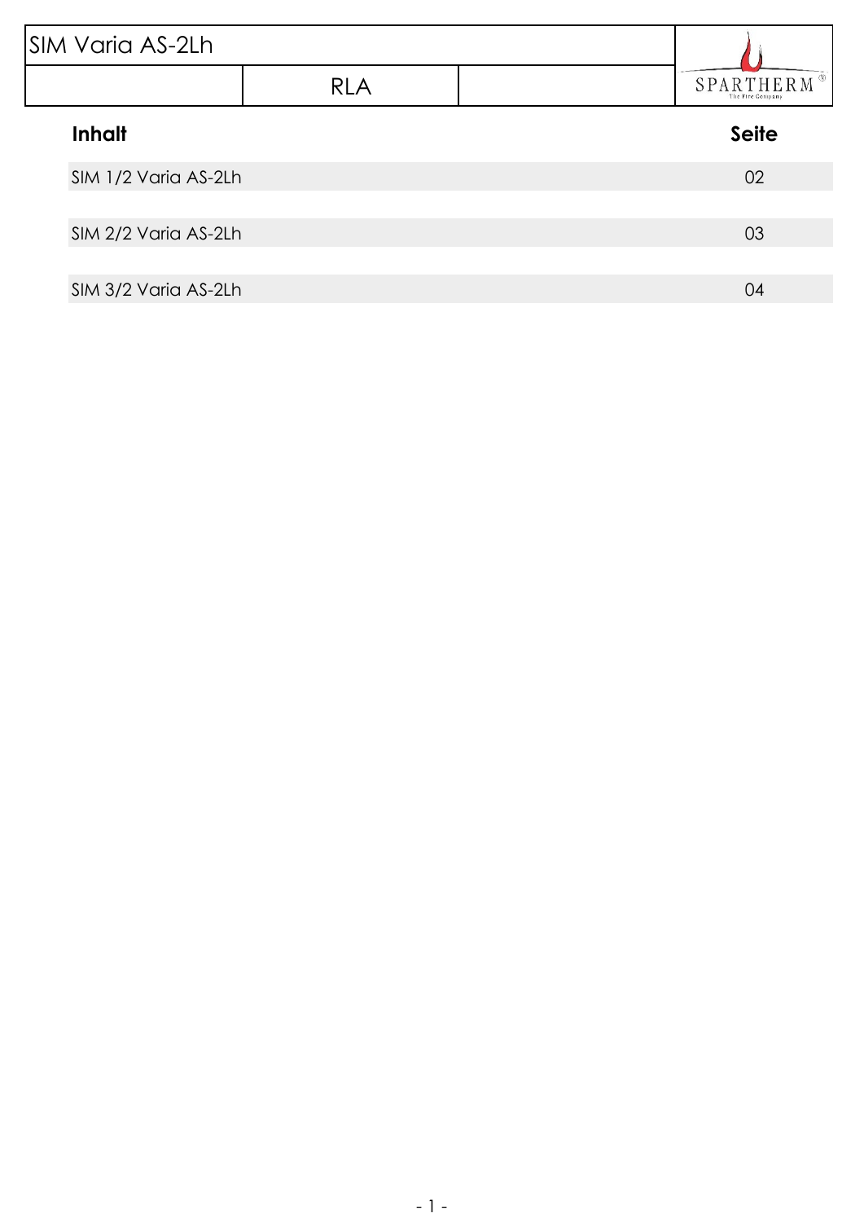| SIM Varia AS-2Lh | | | SPARTHERM The Fire Company |
|---|---|---|---|
| | RLA | | |

| Inhalt | Seite |
|---|---|
| SIM 1/2 Varia AS-2Lh | 02 |
| SIM 2/2 Varia AS-2Lh | 03 |
| SIM 3/2 Varia AS-2Lh | 04 |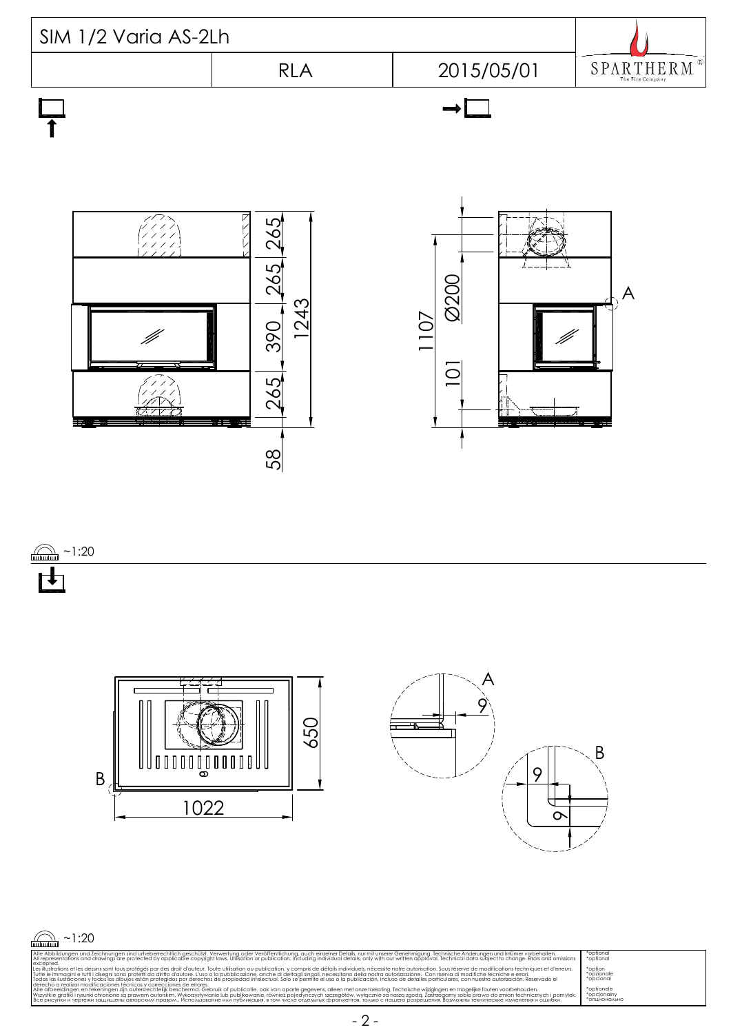| SIM 1/2 Varia AS-2Lh | | | SPARTHERM The Fire Company |
| --- | --- | --- | --- |
| | RLA | 2015/05/01 | |

265

265

390

1243

265

58

1107

Ø200

101

A

~1:20

650

B

1022

A

9

B

9

9

~1:20

Alle Abbildungen und Zeichnungen sind urheberrechtlich geschützt. Verwertung oder Veröffentlichung, auch einzelner Details, nur mit unserer Genehmigung. Technische Änderungen und Irrtümer vorbehalten.
All representations and drawings are protected by applicable copyright laws. Utilisation or publication, including individual details, only with our written approval. Technical data subject to change. Errors and omissions excepted.
Les illustrations et les dessins sont tous protégés par des droit d'auteur. Toute utilisation ou publication, y compris de détails individuels, nécessite notre autorisation. Sous réserve de modifications techniques et d'erreurs.
Tutte le immagini e tutti i disegni sono protetti da diritto d'autore. L'uso o la pubblicazione, anche di dettagli singoli, necessitano della nostra autorizzazione. Con riserva di modifiche tecniche e errori.
Todas las ilustraciones y todos los dibujos están protegidos por derechos de propiedad intelectual. Solo se permite el uso o la publicación, incluso de detalles particulares, con nuestra autorización. Reservado el derecho a realizar modificaciones técnicas y correcciones de errores.
Alle afbeeldingen en tekeningen zijn auteursrechtelijk beschermd. Gebruik of publicatie, ook van aparte gegevens, alleen met onze toelating. Technische wijzigingen en mogelijke fouten voorbehouden.
Wszystkie grafiki i rysunki chronione są prawem autorskim. Wykorzystywanie lub publikowanie, również pojedynczych szczegółów, wyłącznie za naszą zgodą. Zastrzegamy sobie prawo do zmian technicznych i pomyłek.
Все рисунки и чертежи защищены авторским правом. Использование или публикация, в том числе отдельных фрагментов, только с нашего разрешения. Возможны технические изменения и ошибки.

*optional
*optional
*option
*opzionale
*opcional
*optionele
*opcjonalny
*опционально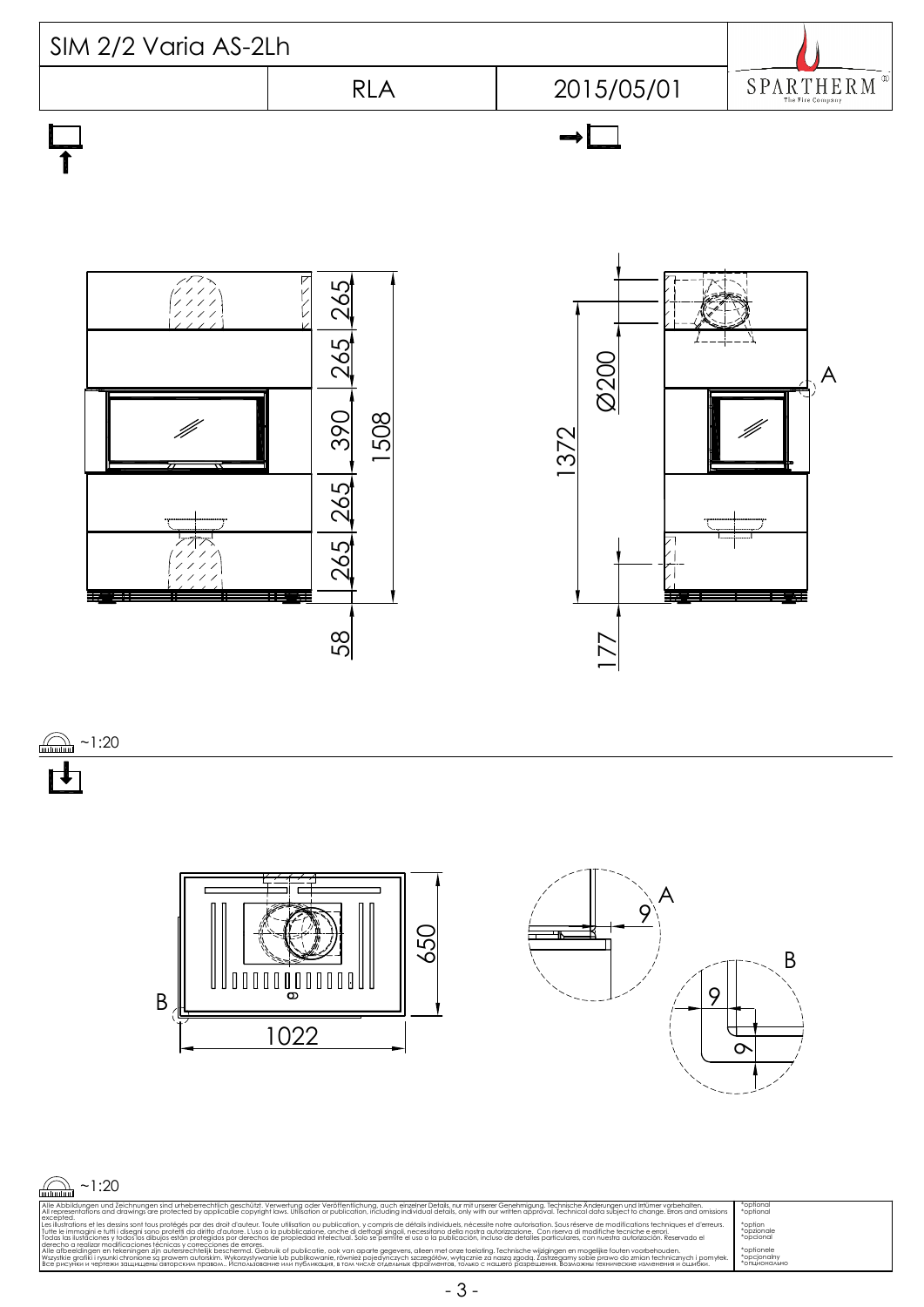| SIM 2/2 Varia AS-2Lh | | | SPARTHERM The Fire Company |
|---|---|---|---|
| | RLA | 2015/05/01 | |

265
265
390
1508
265
265
58

Ø200
1372
177
A

~1:20

650
1022
B

A
9

B
9
9

~1:20

Alle Abbildungen und Zeichnungen sind urheberrechtlich geschützt. Verwertung oder Veröffentlichung, auch einzelner Details, nur mit unserer Genehmigung. Technische Änderungen und Irrtümer vorbehalten.
All representations and drawings are protected by applicable copyright laws. Utilisation or publication, including individual details, only with our written approval. Technical data subject to change. Errors and omissions excepted.
Les illustrations et les dessins sont tous protégés par des droit d'auteur. Toute utilisation ou publication, y compris de détails individuels, nécessite notre autorisation. Sous réserve de modifications techniques et d'erreurs.
Tutte le immagini e tutti i disegni sono protetti da diritto d'autore. L'uso o la pubblicazione, anche di dettagli singoli, necessita della nostra autorizzazione. Con riserva di modifiche tecniche e errori.
Todas las ilustraciones y todos los dibujos están protegidos por derechos de propiedad intelectual. Solo se permite el uso o la publicación, incluso de detalles particulares, con nuestra autorización. Reservado el derecho a realizar modificaciones técnicas y correcciones de errores.
Alle afbeeldingen en tekeningen zijn auteursrechtelijk beschermd. Gebruik of publicatie, ook van aparte gegevens, alleen met onze toelating. Technische wijzigingen en mogelijke fouten voorbehouden.
Wszystkie grafiki i rysunki chronione są prawem autorskim. Wykorzystywanie lub publikowanie, również pojedynczych szczegółów, wyłącznie za naszą zgodą. Zastrzegamy sobie prawo do zmian technicznych i pomyłek.
Все рисунки и чертежи защищены авторским правом.. Использование или публикация, в том числе отдельных фрагментов, только с нашего разрешения. Возможны технические изменения и ошибки.

*optional
*optional
*option
*opzionale
*opcional
*optionele
*opcjonalny
*опционально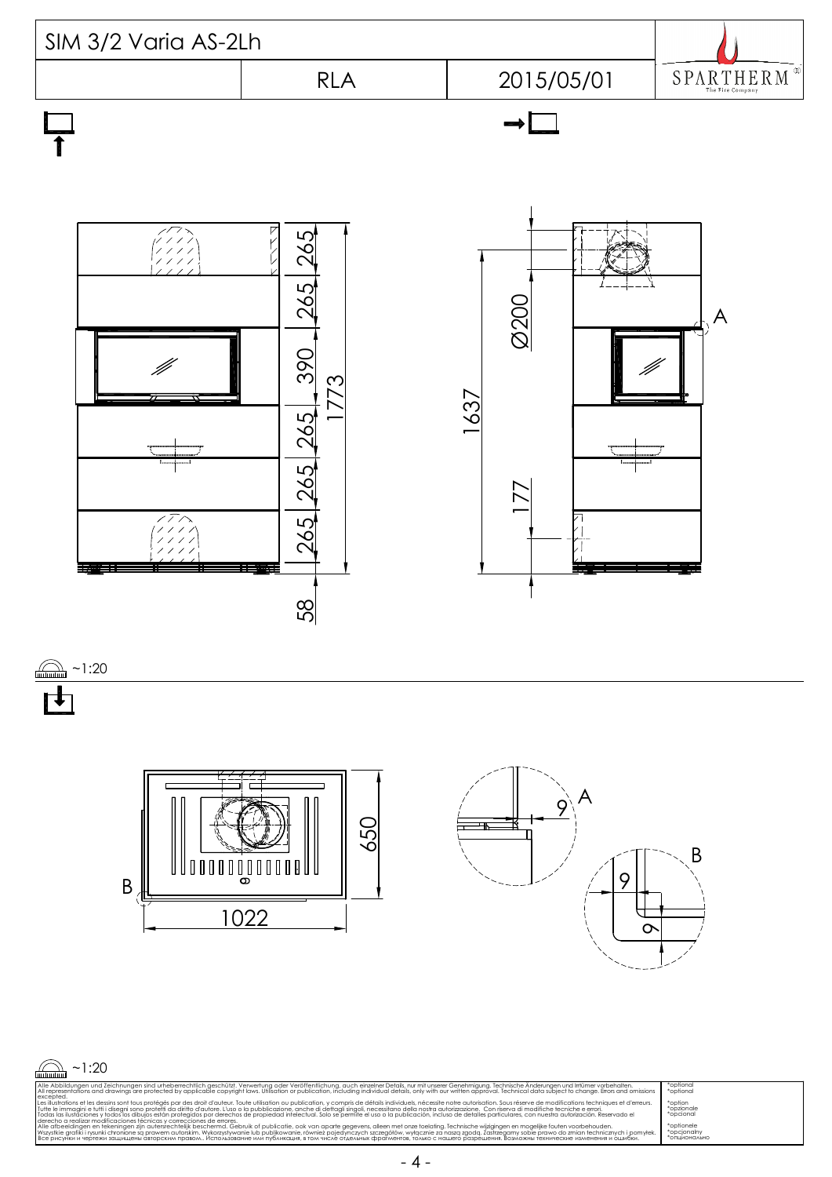# SIM 3/2 Varia AS-2Lh

| | | |
|---|---|---|
| RLA | 2015/05/01 | SPARTHERM The Fire Company |

265
265
390
265
265
265
1773
58

Ø200
1637
177
A

~1:20

650
1022
B

A
9

B
9
9

~1:20

Alle Abbildungen und Zeichnungen sind urheberrechtlich geschützt. Verwertung oder Veröffentlichung, auch einzelner Details, nur mit unserer Genehmigung. Technische Änderungen und Irrtümer vorbehalten.
All representations and drawings are protected by applicable copyright laws. Utilisation or publication, including individual details, only with our written approval. Technical data subject to change. Errors and omissions excepted.
Les illustrations et les dessins sont tous protégés par des droit d'auteur. Toute utilisation ou publication, y compris de détails individuels, nécessite notre autorisation. Sous réserve de modifications techniques et d'erreurs.
Tutte le immagini e tutti i disegni sono protetti da diritto d'autore. L'uso o la pubblicazione, anche di dettagli singoli, necessitano della nostra autorizzazione. Con riserva di modifiche tecniche e errori.
Todas las ilustraciones y todos los dibujos están protegidos por derechos de propiedad intelectual. Solo se permite el uso o la publicación, incluso de detalles particulares, con nuestra autorización. Reservado el derecho a realizar modificaciones técnicas y correcciones de errores.
Alle afbeeldingen en tekeningen zijn auteursrechtelijk beschermd. Gebruik of publicatie, ook van aparte gegevens, alleen met onze toelating. Technische wijzigingen en mogelijke fouten voorbehouden.
Wszystkie grafiki i rysunki chronione są prawem autorskim. Wykorzystywanie lub publikowanie, również pojedynczych szczegółów, wyłącznie za naszą zgodą. Zastrzegamy sobie prawo do zmian technicznych i pomyłek.
Все рисунки и чертежи защищены авторским правом. Использование или публикация, в том числе отдельных фрагментов, только с нашего разрешения. Возможны технические изменения и ошибки.

*optional
*optional
*option
*opzionale
*opcional
*optionele
*opcjonalny
*опционально